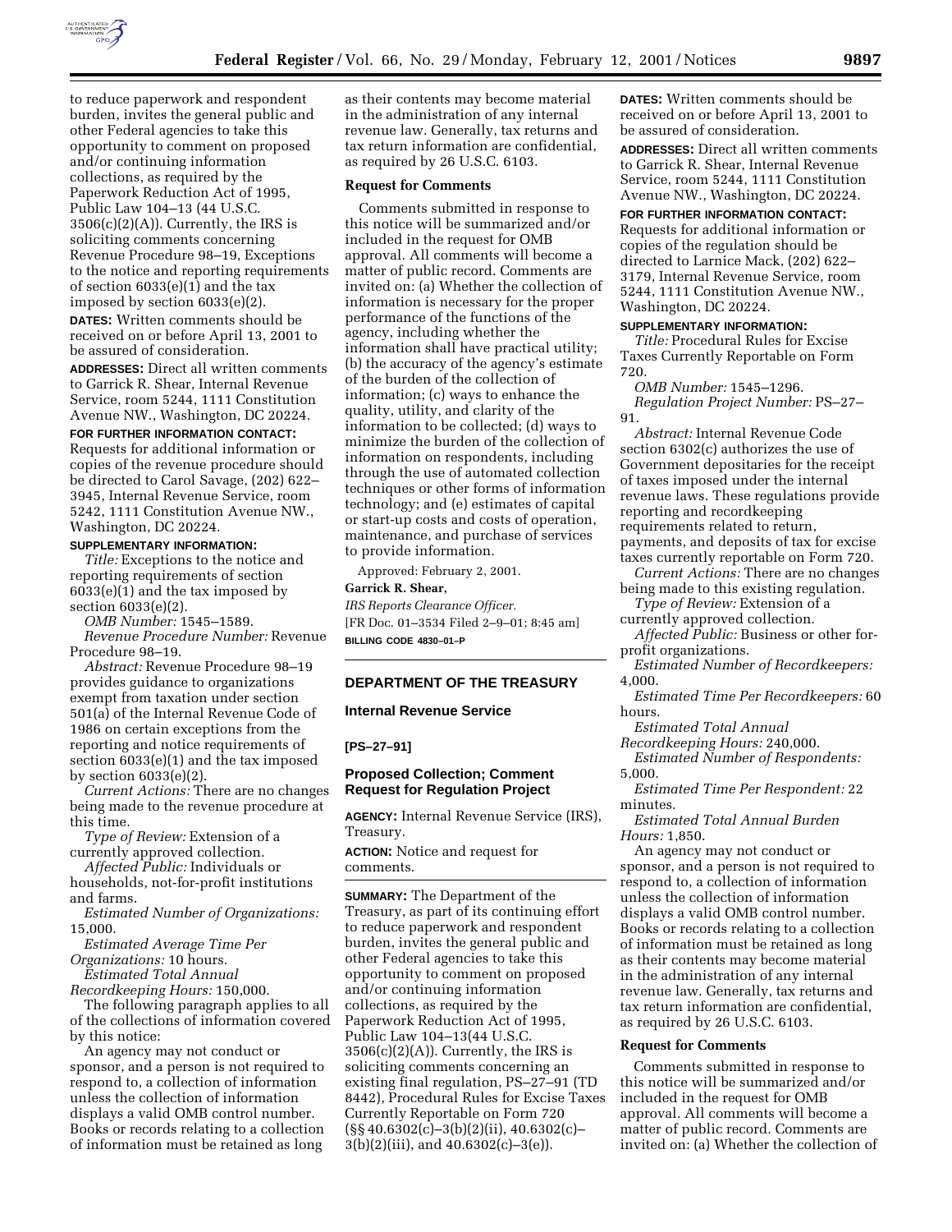to reduce paperwork and respondent burden, invites the general public and other Federal agencies to take this opportunity to comment on proposed and/or continuing information collections, as required by the Paperwork Reduction Act of 1995, Public Law 104–13 (44 U.S.C. 3506(c)(2)(A)). Currently, the IRS is soliciting comments concerning Revenue Procedure 98–19, Exceptions to the notice and reporting requirements of section 6033(e)(1) and the tax imposed by section 6033(e)(2).

**DATES:** Written comments should be received on or before April 13, 2001 to be assured of consideration.

**ADDRESSES:** Direct all written comments to Garrick R. Shear, Internal Revenue Service, room 5244, 1111 Constitution Avenue NW., Washington, DC 20224.

**FOR FURTHER INFORMATION CONTACT:** Requests for additional information or copies of the revenue procedure should be directed to Carol Savage, (202) 622–3945, Internal Revenue Service, room 5242, 1111 Constitution Avenue NW., Washington, DC 20224.

**SUPPLEMENTARY INFORMATION:**

*Title:* Exceptions to the notice and reporting requirements of section 6033(e)(1) and the tax imposed by section 6033(e)(2).

*OMB Number:* 1545–1589.

*Revenue Procedure Number:* Revenue Procedure 98–19.

*Abstract:* Revenue Procedure 98–19 provides guidance to organizations exempt from taxation under section 501(a) of the Internal Revenue Code of 1986 on certain exceptions from the reporting and notice requirements of section 6033(e)(1) and the tax imposed by section 6033(e)(2).

*Current Actions:* There are no changes being made to the revenue procedure at this time.

*Type of Review:* Extension of a currently approved collection.

*Affected Public:* Individuals or households, not-for-profit institutions and farms.

*Estimated Number of Organizations:* 15,000.

*Estimated Average Time Per Organizations:* 10 hours.

*Estimated Total Annual Recordkeeping Hours:* 150,000.

The following paragraph applies to all of the collections of information covered by this notice:

An agency may not conduct or sponsor, and a person is not required to respond to, a collection of information unless the collection of information displays a valid OMB control number. Books or records relating to a collection of information must be retained as long as their contents may become material in the administration of any internal revenue law. Generally, tax returns and tax return information are confidential, as required by 26 U.S.C. 6103.

**Request for Comments**

Comments submitted in response to this notice will be summarized and/or included in the request for OMB approval. All comments will become a matter of public record. Comments are invited on: (a) Whether the collection of information is necessary for the proper performance of the functions of the agency, including whether the information shall have practical utility; (b) the accuracy of the agency's estimate of the burden of the collection of information; (c) ways to enhance the quality, utility, and clarity of the information to be collected; (d) ways to minimize the burden of the collection of information on respondents, including through the use of automated collection techniques or other forms of information technology; and (e) estimates of capital or start-up costs and costs of operation, maintenance, and purchase of services to provide information.

Approved: February 2, 2001.

**Garrick R. Shear,**

*IRS Reports Clearance Officer.*

[FR Doc. 01–3534 Filed 2–9–01; 8:45 am]

**BILLING CODE 4830–01–P**

## DEPARTMENT OF THE TREASURY

### Internal Revenue Service

**[PS–27–91]**

### Proposed Collection; Comment Request for Regulation Project

**AGENCY:** Internal Revenue Service (IRS), Treasury.

**ACTION:** Notice and request for comments.

**SUMMARY:** The Department of the Treasury, as part of its continuing effort to reduce paperwork and respondent burden, invites the general public and other Federal agencies to take this opportunity to comment on proposed and/or continuing information collections, as required by the Paperwork Reduction Act of 1995, Public Law 104–13(44 U.S.C. 3506(c)(2)(A)). Currently, the IRS is soliciting comments concerning an existing final regulation, PS–27–91 (TD 8442), Procedural Rules for Excise Taxes Currently Reportable on Form 720 (§§ 40.6302(c)–3(b)(2)(ii), 40.6302(c)–3(b)(2)(iii), and 40.6302(c)–3(e)).

**DATES:** Written comments should be received on or before April 13, 2001 to be assured of consideration.

**ADDRESSES:** Direct all written comments to Garrick R. Shear, Internal Revenue Service, room 5244, 1111 Constitution Avenue NW., Washington, DC 20224.

**FOR FURTHER INFORMATION CONTACT:** Requests for additional information or copies of the regulation should be directed to Larnice Mack, (202) 622–3179, Internal Revenue Service, room 5244, 1111 Constitution Avenue NW., Washington, DC 20224.

**SUPPLEMENTARY INFORMATION:**

*Title:* Procedural Rules for Excise Taxes Currently Reportable on Form 720.

*OMB Number:* 1545–1296.

*Regulation Project Number:* PS–27–91.

*Abstract:* Internal Revenue Code section 6302(c) authorizes the use of Government depositaries for the receipt of taxes imposed under the internal revenue laws. These regulations provide reporting and recordkeeping requirements related to return, payments, and deposits of tax for excise taxes currently reportable on Form 720.

*Current Actions:* There are no changes being made to this existing regulation.

*Type of Review:* Extension of a currently approved collection.

*Affected Public:* Business or other for-profit organizations.

*Estimated Number of Recordkeepers:* 4,000.

*Estimated Time Per Recordkeepers:* 60 hours.

*Estimated Total Annual Recordkeeping Hours:* 240,000.

*Estimated Number of Respondents:* 5,000.

*Estimated Time Per Respondent:* 22 minutes.

*Estimated Total Annual Burden Hours:* 1,850.

An agency may not conduct or sponsor, and a person is not required to respond to, a collection of information unless the collection of information displays a valid OMB control number. Books or records relating to a collection of information must be retained as long as their contents may become material in the administration of any internal revenue law. Generally, tax returns and tax return information are confidential, as required by 26 U.S.C. 6103.

**Request for Comments**

Comments submitted in response to this notice will be summarized and/or included in the request for OMB approval. All comments will become a matter of public record. Comments are invited on: (a) Whether the collection of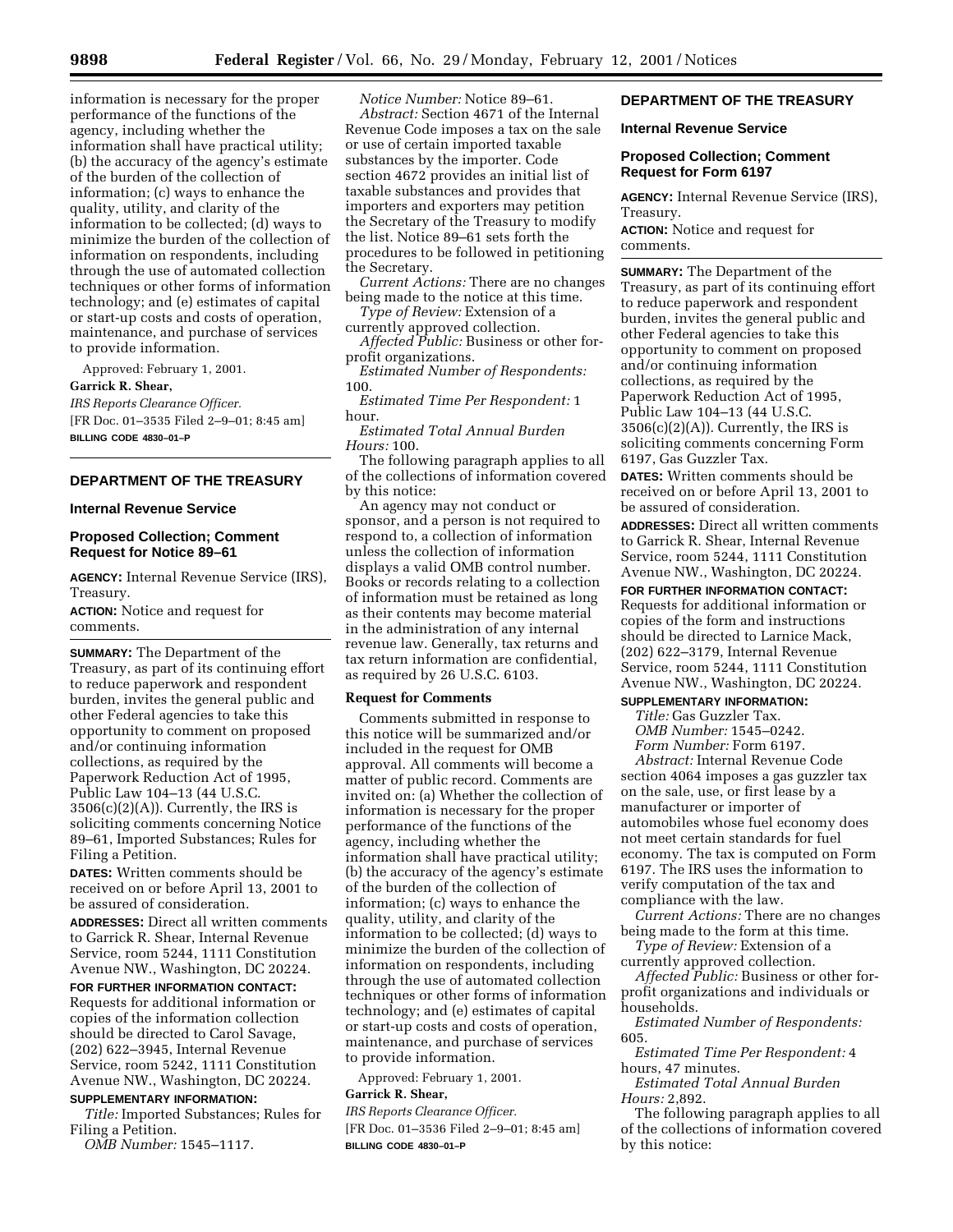information is necessary for the proper performance of the functions of the agency, including whether the information shall have practical utility; (b) the accuracy of the agency's estimate of the burden of the collection of information; (c) ways to enhance the quality, utility, and clarity of the information to be collected; (d) ways to minimize the burden of the collection of information on respondents, including through the use of automated collection techniques or other forms of information technology; and (e) estimates of capital or start-up costs and costs of operation, maintenance, and purchase of services to provide information.

Approved: February 1, 2001.

**Garrick R. Shear,**

*IRS Reports Clearance Officer.*

[FR Doc. 01–3535 Filed 2–9–01; 8:45 am]

**BILLING CODE 4830–01–P**

---

## DEPARTMENT OF THE TREASURY

### Internal Revenue Service

### Proposed Collection; Comment Request for Notice 89–61

**AGENCY:** Internal Revenue Service (IRS), Treasury.

**ACTION:** Notice and request for comments.

**SUMMARY:** The Department of the Treasury, as part of its continuing effort to reduce paperwork and respondent burden, invites the general public and other Federal agencies to take this opportunity to comment on proposed and/or continuing information collections, as required by the Paperwork Reduction Act of 1995, Public Law 104–13 (44 U.S.C. 3506(c)(2)(A)). Currently, the IRS is soliciting comments concerning Notice 89–61, Imported Substances; Rules for Filing a Petition.

**DATES:** Written comments should be received on or before April 13, 2001 to be assured of consideration.

**ADDRESSES:** Direct all written comments to Garrick R. Shear, Internal Revenue Service, room 5244, 1111 Constitution Avenue NW., Washington, DC 20224.

**FOR FURTHER INFORMATION CONTACT:** Requests for additional information or copies of the information collection should be directed to Carol Savage, (202) 622–3945, Internal Revenue Service, room 5242, 1111 Constitution Avenue NW., Washington, DC 20224.

**SUPPLEMENTARY INFORMATION:**

*Title:* Imported Substances; Rules for Filing a Petition.

*OMB Number:* 1545–1117.

*Notice Number:* Notice 89–61.

*Abstract:* Section 4671 of the Internal Revenue Code imposes a tax on the sale or use of certain imported taxable substances by the importer. Code section 4672 provides an initial list of taxable substances and provides that importers and exporters may petition the Secretary of the Treasury to modify the list. Notice 89–61 sets forth the procedures to be followed in petitioning the Secretary.

*Current Actions:* There are no changes being made to the notice at this time.

*Type of Review:* Extension of a currently approved collection.

*Affected Public:* Business or other for-profit organizations.

*Estimated Number of Respondents:* 100.

*Estimated Time Per Respondent:* 1 hour.

*Estimated Total Annual Burden Hours:* 100.

The following paragraph applies to all of the collections of information covered by this notice:

An agency may not conduct or sponsor, and a person is not required to respond to, a collection of information unless the collection of information displays a valid OMB control number. Books or records relating to a collection of information must be retained as long as their contents may become material in the administration of any internal revenue law. Generally, tax returns and tax return information are confidential, as required by 26 U.S.C. 6103.

#### Request for Comments

Comments submitted in response to this notice will be summarized and/or included in the request for OMB approval. All comments will become a matter of public record. Comments are invited on: (a) Whether the collection of information is necessary for the proper performance of the functions of the agency, including whether the information shall have practical utility; (b) the accuracy of the agency's estimate of the burden of the collection of information; (c) ways to enhance the quality, utility, and clarity of the information to be collected; (d) ways to minimize the burden of the collection of information on respondents, including through the use of automated collection techniques or other forms of information technology; and (e) estimates of capital or start-up costs and costs of operation, maintenance, and purchase of services to provide information.

Approved: February 1, 2001.

**Garrick R. Shear,**

*IRS Reports Clearance Officer.*

[FR Doc. 01–3536 Filed 2–9–01; 8:45 am]

**BILLING CODE 4830–01–P**

---

## DEPARTMENT OF THE TREASURY

### Internal Revenue Service

### Proposed Collection; Comment Request for Form 6197

**AGENCY:** Internal Revenue Service (IRS), Treasury.

**ACTION:** Notice and request for comments.

**SUMMARY:** The Department of the Treasury, as part of its continuing effort to reduce paperwork and respondent burden, invites the general public and other Federal agencies to take this opportunity to comment on proposed and/or continuing information collections, as required by the Paperwork Reduction Act of 1995, Public Law 104–13 (44 U.S.C. 3506(c)(2)(A)). Currently, the IRS is soliciting comments concerning Form 6197, Gas Guzzler Tax.

**DATES:** Written comments should be received on or before April 13, 2001 to be assured of consideration.

**ADDRESSES:** Direct all written comments to Garrick R. Shear, Internal Revenue Service, room 5244, 1111 Constitution Avenue NW., Washington, DC 20224.

**FOR FURTHER INFORMATION CONTACT:** Requests for additional information or copies of the form and instructions should be directed to Larnice Mack, (202) 622–3179, Internal Revenue Service, room 5244, 1111 Constitution Avenue NW., Washington, DC 20224.

**SUPPLEMENTARY INFORMATION:**

*Title:* Gas Guzzler Tax.

*OMB Number:* 1545–0242.

*Form Number:* Form 6197.

*Abstract:* Internal Revenue Code section 4064 imposes a gas guzzler tax on the sale, use, or first lease by a manufacturer or importer of automobiles whose fuel economy does not meet certain standards for fuel economy. The tax is computed on Form 6197. The IRS uses the information to verify computation of the tax and compliance with the law.

*Current Actions:* There are no changes being made to the form at this time.

*Type of Review:* Extension of a currently approved collection.

*Affected Public:* Business or other for-profit organizations and individuals or households.

*Estimated Number of Respondents:* 605.

*Estimated Time Per Respondent:* 4 hours, 47 minutes.

*Estimated Total Annual Burden Hours:* 2,892.

The following paragraph applies to all of the collections of information covered by this notice: